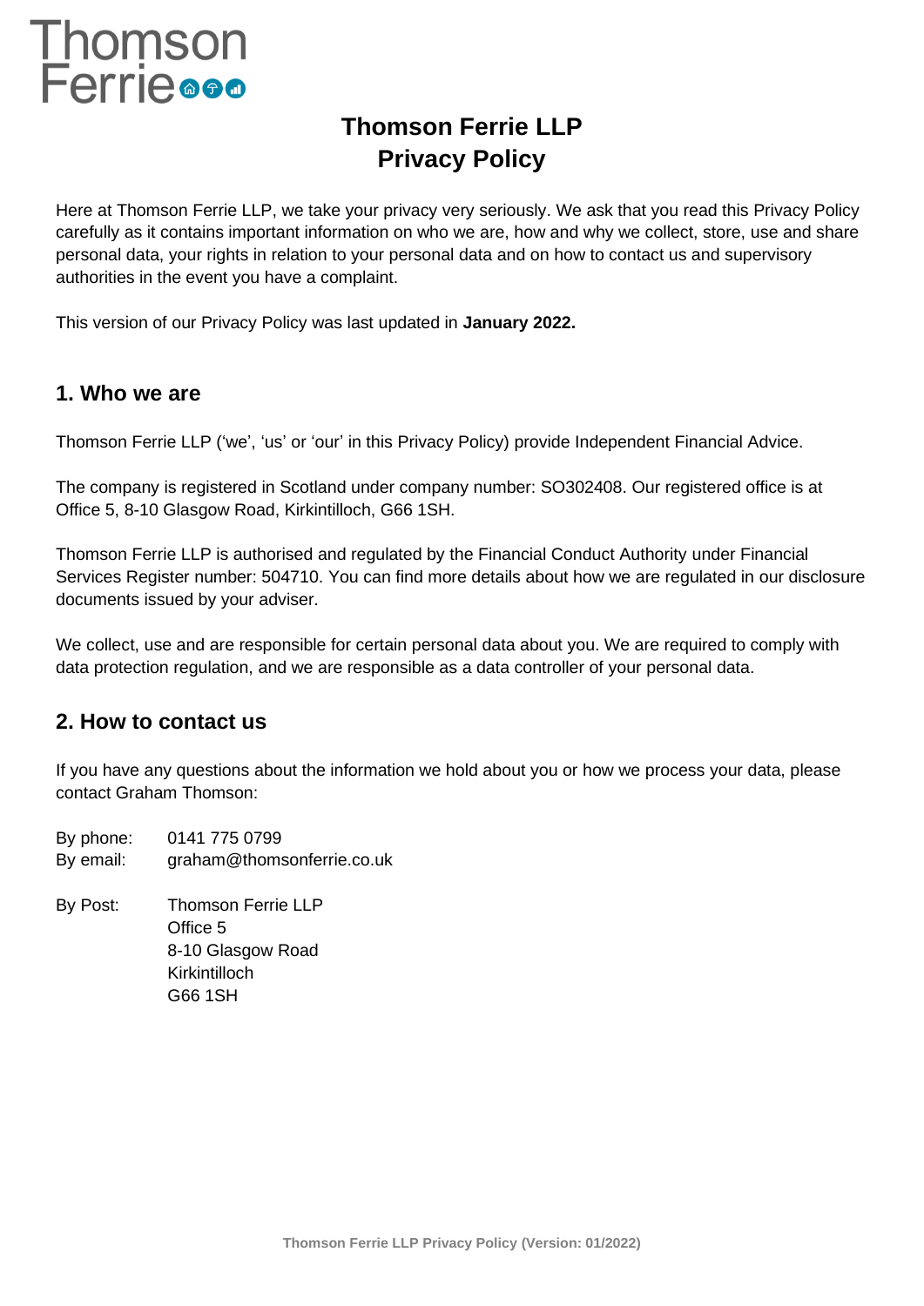# Thomson Ferrie LLP
# Privacy Policy

Here at Thomson Ferrie LLP, we take your privacy very seriously. We ask that you read this Privacy Policy carefully as it contains important information on who we are, how and why we collect, store, use and share personal data, your rights in relation to your personal data and on how to contact us and supervisory authorities in the event you have a complaint.

This version of our Privacy Policy was last updated in **January 2022.**

## 1. Who we are

Thomson Ferrie LLP ('we', 'us' or 'our' in this Privacy Policy) provide Independent Financial Advice.

The company is registered in Scotland under company number: SO302408. Our registered office is at Office 5, 8-10 Glasgow Road, Kirkintilloch, G66 1SH.

Thomson Ferrie LLP is authorised and regulated by the Financial Conduct Authority under Financial Services Register number: 504710. You can find more details about how we are regulated in our disclosure documents issued by your adviser.

We collect, use and are responsible for certain personal data about you. We are required to comply with data protection regulation, and we are responsible as a data controller of your personal data.

## 2. How to contact us

If you have any questions about the information we hold about you or how we process your data, please contact Graham Thomson:

By phone: 0141 775 0799
By email: graham@thomsonferrie.co.uk

By Post: Thomson Ferrie LLP
Office 5
8-10 Glasgow Road
Kirkintilloch
G66 1SH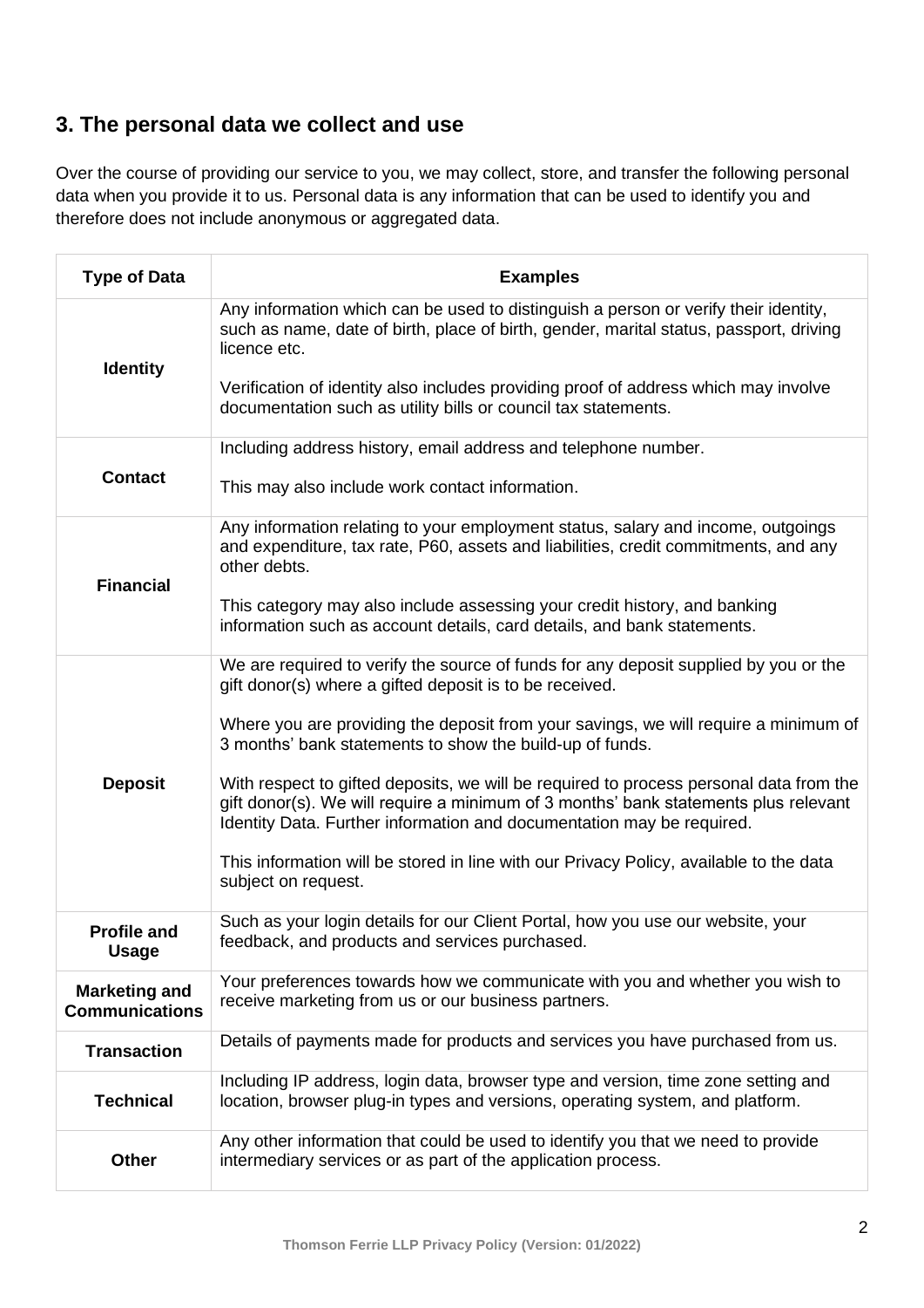## 3. The personal data we collect and use

Over the course of providing our service to you, we may collect, store, and transfer the following personal data when you provide it to us. Personal data is any information that can be used to identify you and therefore does not include anonymous or aggregated data.

| Type of Data | Examples |
|---|---|
| **Identity** | Any information which can be used to distinguish a person or verify their identity, such as name, date of birth, place of birth, gender, marital status, passport, driving licence etc.<br><br>Verification of identity also includes providing proof of address which may involve documentation such as utility bills or council tax statements. |
| **Contact** | Including address history, email address and telephone number.<br><br>This may also include work contact information. |
| **Financial** | Any information relating to your employment status, salary and income, outgoings and expenditure, tax rate, P60, assets and liabilities, credit commitments, and any other debts.<br><br>This category may also include assessing your credit history, and banking information such as account details, card details, and bank statements. |
| **Deposit** | We are required to verify the source of funds for any deposit supplied by you or the gift donor(s) where a gifted deposit is to be received.<br><br>Where you are providing the deposit from your savings, we will require a minimum of 3 months' bank statements to show the build-up of funds.<br><br>With respect to gifted deposits, we will be required to process personal data from the gift donor(s). We will require a minimum of 3 months' bank statements plus relevant Identity Data. Further information and documentation may be required.<br><br>This information will be stored in line with our Privacy Policy, available to the data subject on request. |
| **Profile and Usage** | Such as your login details for our Client Portal, how you use our website, your feedback, and products and services purchased. |
| **Marketing and Communications** | Your preferences towards how we communicate with you and whether you wish to receive marketing from us or our business partners. |
| **Transaction** | Details of payments made for products and services you have purchased from us. |
| **Technical** | Including IP address, login data, browser type and version, time zone setting and location, browser plug-in types and versions, operating system, and platform. |
| **Other** | Any other information that could be used to identify you that we need to provide intermediary services or as part of the application process. |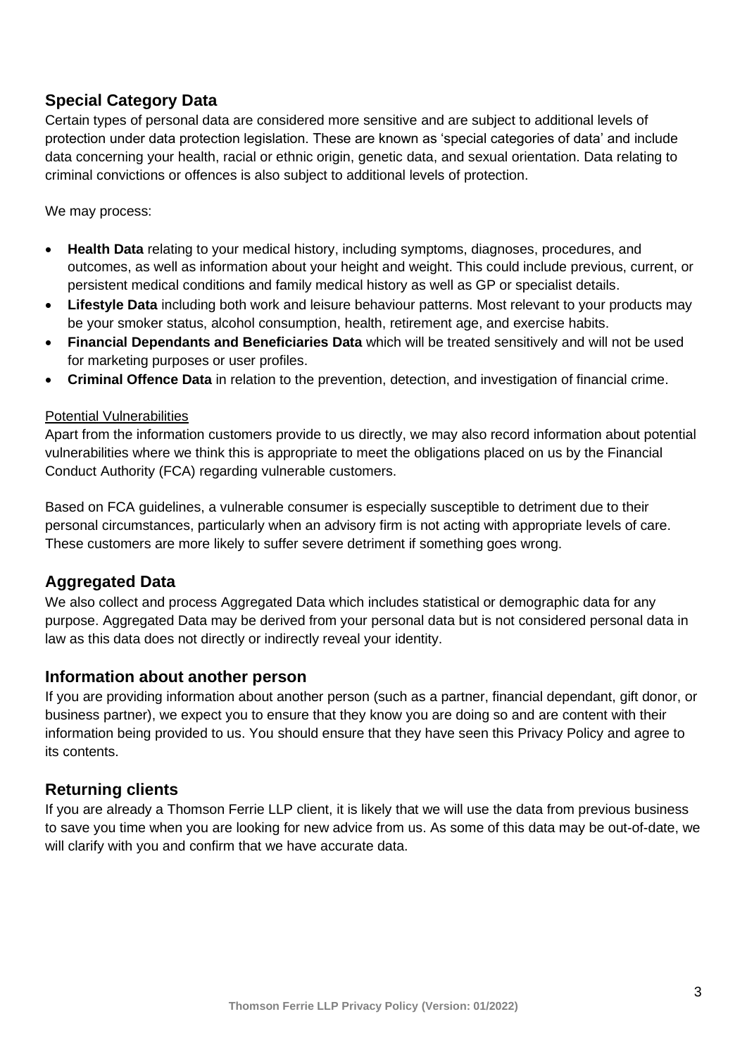## Special Category Data

Certain types of personal data are considered more sensitive and are subject to additional levels of protection under data protection legislation. These are known as 'special categories of data' and include data concerning your health, racial or ethnic origin, genetic data, and sexual orientation. Data relating to criminal convictions or offences is also subject to additional levels of protection.

We may process:

- **Health Data** relating to your medical history, including symptoms, diagnoses, procedures, and outcomes, as well as information about your height and weight. This could include previous, current, or persistent medical conditions and family medical history as well as GP or specialist details.
- **Lifestyle Data** including both work and leisure behaviour patterns. Most relevant to your products may be your smoker status, alcohol consumption, health, retirement age, and exercise habits.
- **Financial Dependants and Beneficiaries Data** which will be treated sensitively and will not be used for marketing purposes or user profiles.
- **Criminal Offence Data** in relation to the prevention, detection, and investigation of financial crime.

<u>Potential Vulnerabilities</u>

Apart from the information customers provide to us directly, we may also record information about potential vulnerabilities where we think this is appropriate to meet the obligations placed on us by the Financial Conduct Authority (FCA) regarding vulnerable customers.

Based on FCA guidelines, a vulnerable consumer is especially susceptible to detriment due to their personal circumstances, particularly when an advisory firm is not acting with appropriate levels of care. These customers are more likely to suffer severe detriment if something goes wrong.

## Aggregated Data

We also collect and process Aggregated Data which includes statistical or demographic data for any purpose. Aggregated Data may be derived from your personal data but is not considered personal data in law as this data does not directly or indirectly reveal your identity.

## Information about another person

If you are providing information about another person (such as a partner, financial dependant, gift donor, or business partner), we expect you to ensure that they know you are doing so and are content with their information being provided to us. You should ensure that they have seen this Privacy Policy and agree to its contents.

## Returning clients

If you are already a Thomson Ferrie LLP client, it is likely that we will use the data from previous business to save you time when you are looking for new advice from us. As some of this data may be out-of-date, we will clarify with you and confirm that we have accurate data.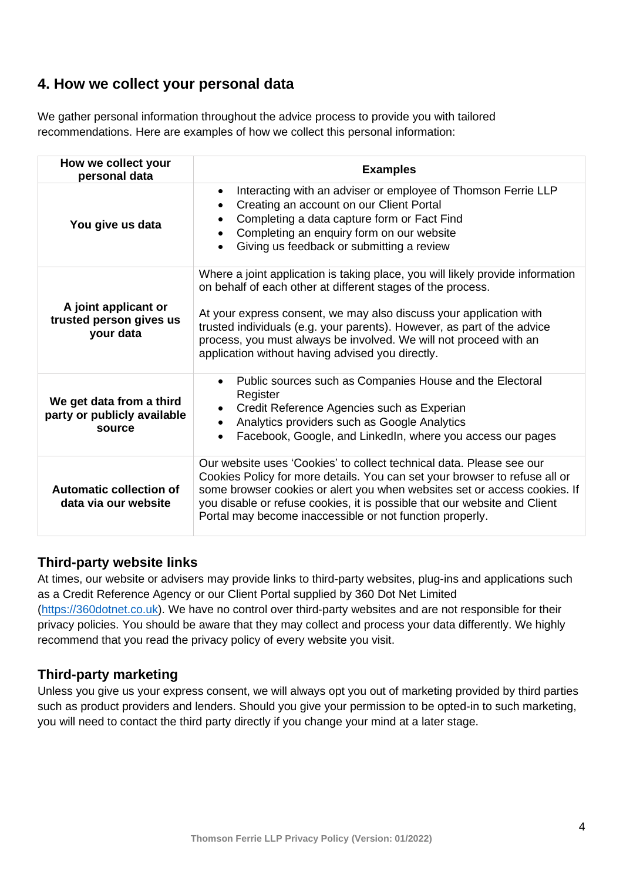## 4. How we collect your personal data

We gather personal information throughout the advice process to provide you with tailored recommendations. Here are examples of how we collect this personal information:

| How we collect your personal data | Examples |
| --- | --- |
| **You give us data** | • Interacting with an adviser or employee of Thomson Ferrie LLP<br>• Creating an account on our Client Portal<br>• Completing a data capture form or Fact Find<br>• Completing an enquiry form on our website<br>• Giving us feedback or submitting a review |
| **A joint applicant or trusted person gives us your data** | Where a joint application is taking place, you will likely provide information on behalf of each other at different stages of the process.<br><br>At your express consent, we may also discuss your application with trusted individuals (e.g. your parents). However, as part of the advice process, you must always be involved. We will not proceed with an application without having advised you directly. |
| **We get data from a third party or publicly available source** | • Public sources such as Companies House and the Electoral Register<br>• Credit Reference Agencies such as Experian<br>• Analytics providers such as Google Analytics<br>• Facebook, Google, and LinkedIn, where you access our pages |
| **Automatic collection of data via our website** | Our website uses 'Cookies' to collect technical data. Please see our Cookies Policy for more details. You can set your browser to refuse all or some browser cookies or alert you when websites set or access cookies. If you disable or refuse cookies, it is possible that our website and Client Portal may become inaccessible or not function properly. |

### Third-party website links

At times, our website or advisers may provide links to third-party websites, plug-ins and applications such as a Credit Reference Agency or our Client Portal supplied by 360 Dot Net Limited (https://360dotnet.co.uk). We have no control over third-party websites and are not responsible for their privacy policies. You should be aware that they may collect and process your data differently. We highly recommend that you read the privacy policy of every website you visit.

### Third-party marketing

Unless you give us your express consent, we will always opt you out of marketing provided by third parties such as product providers and lenders. Should you give your permission to be opted-in to such marketing, you will need to contact the third party directly if you change your mind at a later stage.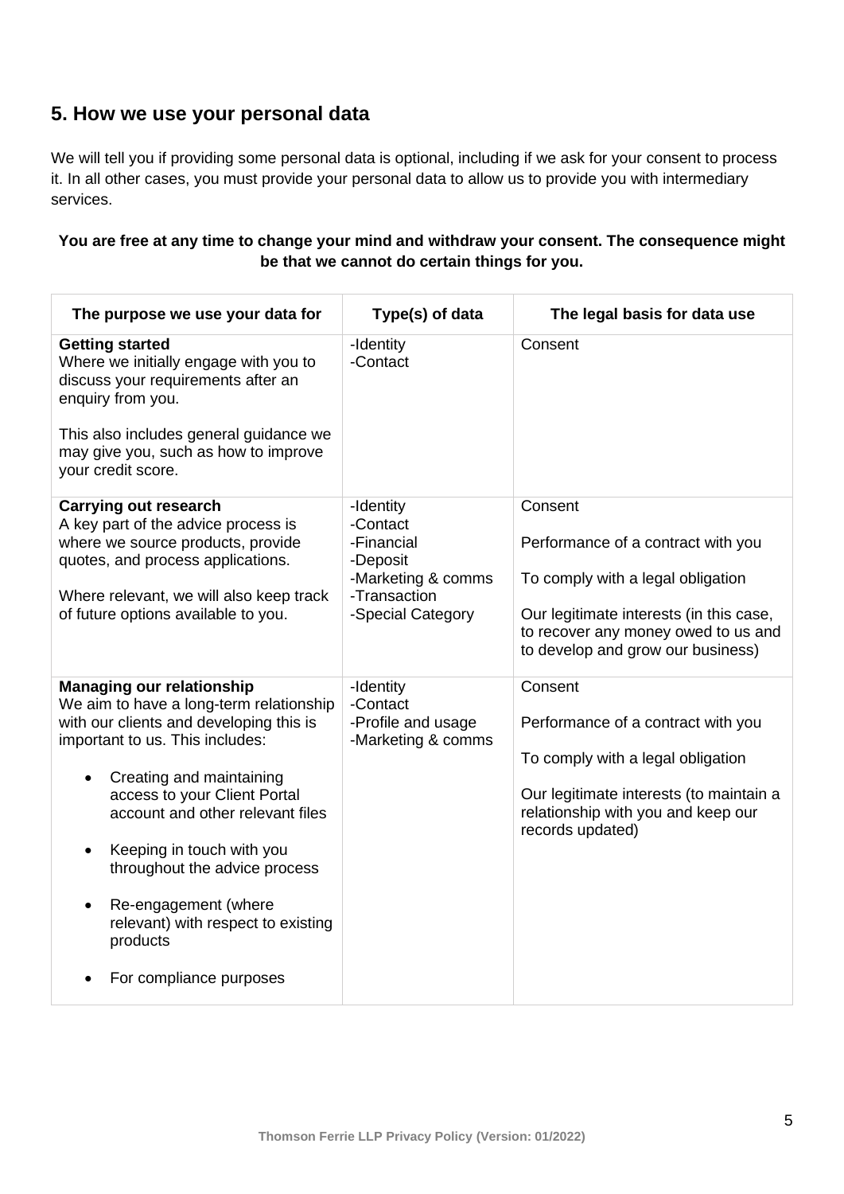## 5. How we use your personal data

We will tell you if providing some personal data is optional, including if we ask for your consent to process it. In all other cases, you must provide your personal data to allow us to provide you with intermediary services.

**You are free at any time to change your mind and withdraw your consent. The consequence might be that we cannot do certain things for you.**

| The purpose we use your data for | Type(s) of data | The legal basis for data use |
|---|---|---|
| **Getting started**<br>Where we initially engage with you to discuss your requirements after an enquiry from you.<br><br>This also includes general guidance we may give you, such as how to improve your credit score. | -Identity<br>-Contact | Consent |
| **Carrying out research**<br>A key part of the advice process is where we source products, provide quotes, and process applications.<br><br>Where relevant, we will also keep track of future options available to you. | -Identity<br>-Contact<br>-Financial<br>-Deposit<br>-Marketing & comms<br>-Transaction<br>-Special Category | Consent<br><br>Performance of a contract with you<br><br>To comply with a legal obligation<br><br>Our legitimate interests (in this case, to recover any money owed to us and to develop and grow our business) |
| **Managing our relationship**<br>We aim to have a long-term relationship with our clients and developing this is important to us. This includes:<br>• Creating and maintaining access to your Client Portal account and other relevant files<br>• Keeping in touch with you throughout the advice process<br>• Re-engagement (where relevant) with respect to existing products<br>• For compliance purposes | -Identity<br>-Contact<br>-Profile and usage<br>-Marketing & comms | Consent<br><br>Performance of a contract with you<br><br>To comply with a legal obligation<br><br>Our legitimate interests (to maintain a relationship with you and keep our records updated) |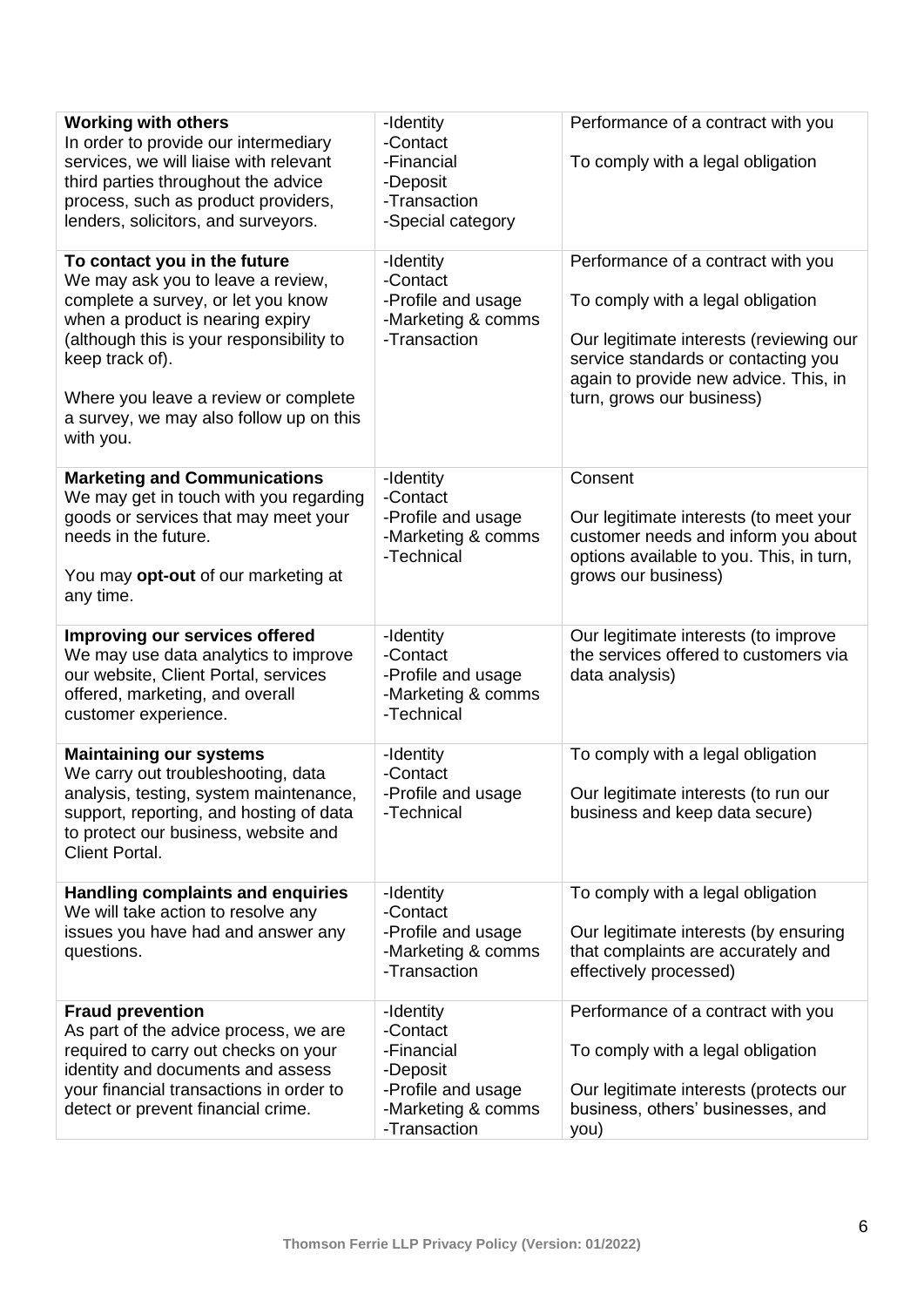| | | |
|---|---|---|
| **Working with others**<br>In order to provide our intermediary services, we will liaise with relevant third parties throughout the advice process, such as product providers, lenders, solicitors, and surveyors. | -Identity<br>-Contact<br>-Financial<br>-Deposit<br>-Transaction<br>-Special category | Performance of a contract with you<br><br>To comply with a legal obligation |
| **To contact you in the future**<br>We may ask you to leave a review, complete a survey, or let you know when a product is nearing expiry (although this is your responsibility to keep track of).<br><br>Where you leave a review or complete a survey, we may also follow up on this with you. | -Identity<br>-Contact<br>-Profile and usage<br>-Marketing & comms<br>-Transaction | Performance of a contract with you<br><br>To comply with a legal obligation<br><br>Our legitimate interests (reviewing our service standards or contacting you again to provide new advice. This, in turn, grows our business) |
| **Marketing and Communications**<br>We may get in touch with you regarding goods or services that may meet your needs in the future.<br><br>You may **opt-out** of our marketing at any time. | -Identity<br>-Contact<br>-Profile and usage<br>-Marketing & comms<br>-Technical | Consent<br><br>Our legitimate interests (to meet your customer needs and inform you about options available to you. This, in turn, grows our business) |
| **Improving our services offered**<br>We may use data analytics to improve our website, Client Portal, services offered, marketing, and overall customer experience. | -Identity<br>-Contact<br>-Profile and usage<br>-Marketing & comms<br>-Technical | Our legitimate interests (to improve the services offered to customers via data analysis) |
| **Maintaining our systems**<br>We carry out troubleshooting, data analysis, testing, system maintenance, support, reporting, and hosting of data to protect our business, website and Client Portal. | -Identity<br>-Contact<br>-Profile and usage<br>-Technical | To comply with a legal obligation<br><br>Our legitimate interests (to run our business and keep data secure) |
| **Handling complaints and enquiries**<br>We will take action to resolve any issues you have had and answer any questions. | -Identity<br>-Contact<br>-Profile and usage<br>-Marketing & comms<br>-Transaction | To comply with a legal obligation<br><br>Our legitimate interests (by ensuring that complaints are accurately and effectively processed) |
| **Fraud prevention**<br>As part of the advice process, we are required to carry out checks on your identity and documents and assess your financial transactions in order to detect or prevent financial crime. | -Identity<br>-Contact<br>-Financial<br>-Deposit<br>-Profile and usage<br>-Marketing & comms<br>-Transaction | Performance of a contract with you<br><br>To comply with a legal obligation<br><br>Our legitimate interests (protects our business, others' businesses, and you) |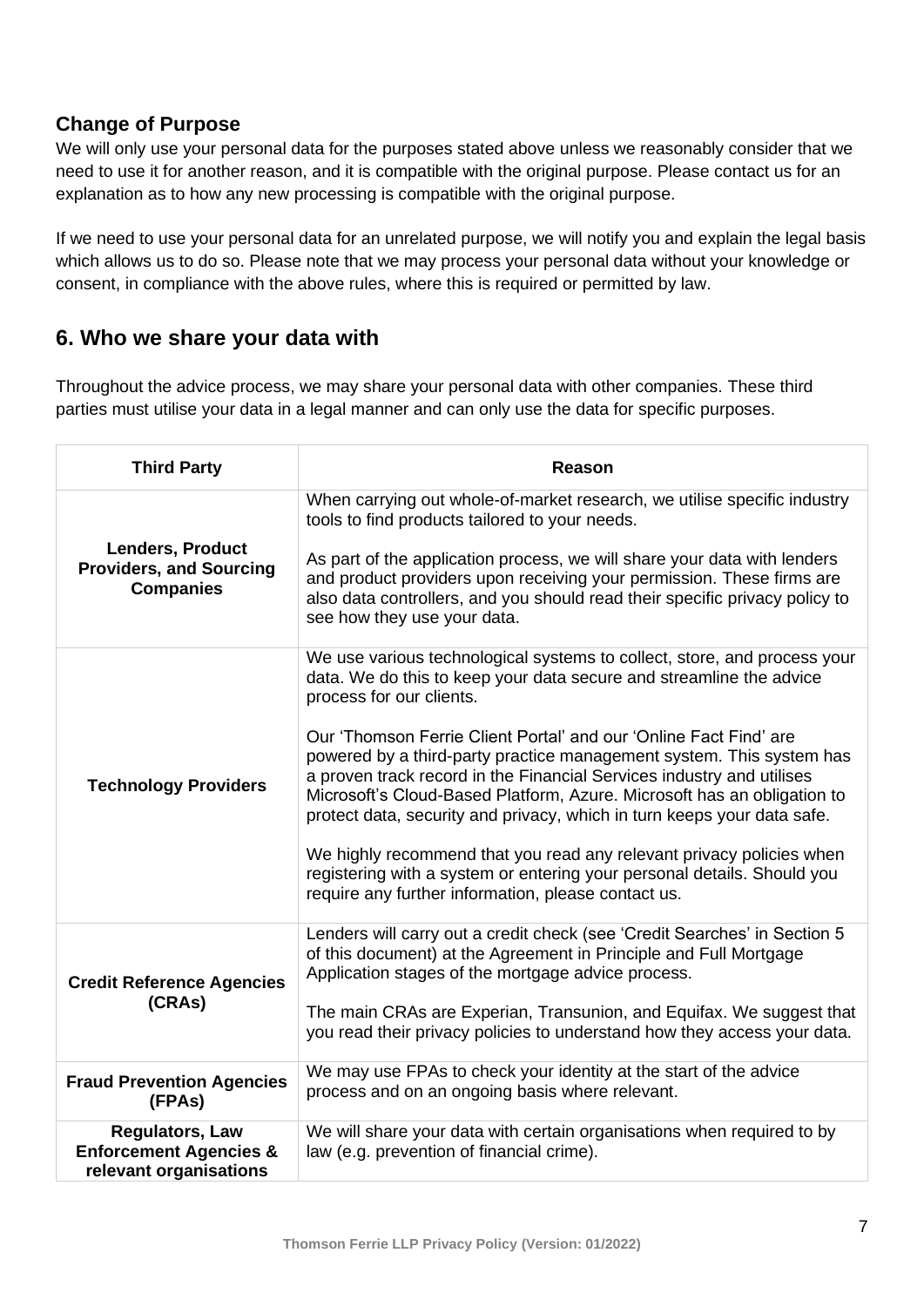### Change of Purpose

We will only use your personal data for the purposes stated above unless we reasonably consider that we need to use it for another reason, and it is compatible with the original purpose. Please contact us for an explanation as to how any new processing is compatible with the original purpose.

If we need to use your personal data for an unrelated purpose, we will notify you and explain the legal basis which allows us to do so. Please note that we may process your personal data without your knowledge or consent, in compliance with the above rules, where this is required or permitted by law.

## 6. Who we share your data with

Throughout the advice process, we may share your personal data with other companies. These third parties must utilise your data in a legal manner and can only use the data for specific purposes.

| Third Party | Reason |
|---|---|
| **Lenders, Product Providers, and Sourcing Companies** | When carrying out whole-of-market research, we utilise specific industry tools to find products tailored to your needs.<br><br>As part of the application process, we will share your data with lenders and product providers upon receiving your permission. These firms are also data controllers, and you should read their specific privacy policy to see how they use your data. |
| **Technology Providers** | We use various technological systems to collect, store, and process your data. We do this to keep your data secure and streamline the advice process for our clients.<br><br>Our 'Thomson Ferrie Client Portal' and our 'Online Fact Find' are powered by a third-party practice management system. This system has a proven track record in the Financial Services industry and utilises Microsoft's Cloud-Based Platform, Azure. Microsoft has an obligation to protect data, security and privacy, which in turn keeps your data safe.<br><br>We highly recommend that you read any relevant privacy policies when registering with a system or entering your personal details. Should you require any further information, please contact us. |
| **Credit Reference Agencies (CRAs)** | Lenders will carry out a credit check (see 'Credit Searches' in Section 5 of this document) at the Agreement in Principle and Full Mortgage Application stages of the mortgage advice process.<br><br>The main CRAs are Experian, Transunion, and Equifax. We suggest that you read their privacy policies to understand how they access your data. |
| **Fraud Prevention Agencies (FPAs)** | We may use FPAs to check your identity at the start of the advice process and on an ongoing basis where relevant. |
| **Regulators, Law Enforcement Agencies & relevant organisations** | We will share your data with certain organisations when required to by law (e.g. prevention of financial crime). |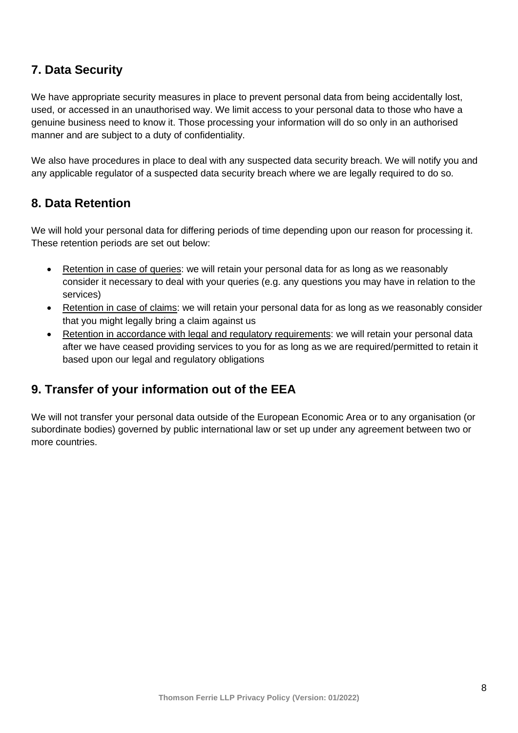## 7. Data Security

We have appropriate security measures in place to prevent personal data from being accidentally lost, used, or accessed in an unauthorised way. We limit access to your personal data to those who have a genuine business need to know it. Those processing your information will do so only in an authorised manner and are subject to a duty of confidentiality.

We also have procedures in place to deal with any suspected data security breach. We will notify you and any applicable regulator of a suspected data security breach where we are legally required to do so.

## 8. Data Retention

We will hold your personal data for differing periods of time depending upon our reason for processing it. These retention periods are set out below:

- <u>Retention in case of queries</u>: we will retain your personal data for as long as we reasonably consider it necessary to deal with your queries (e.g. any questions you may have in relation to the services)
- <u>Retention in case of claims</u>: we will retain your personal data for as long as we reasonably consider that you might legally bring a claim against us
- <u>Retention in accordance with legal and regulatory requirements</u>: we will retain your personal data after we have ceased providing services to you for as long as we are required/permitted to retain it based upon our legal and regulatory obligations

## 9. Transfer of your information out of the EEA

We will not transfer your personal data outside of the European Economic Area or to any organisation (or subordinate bodies) governed by public international law or set up under any agreement between two or more countries.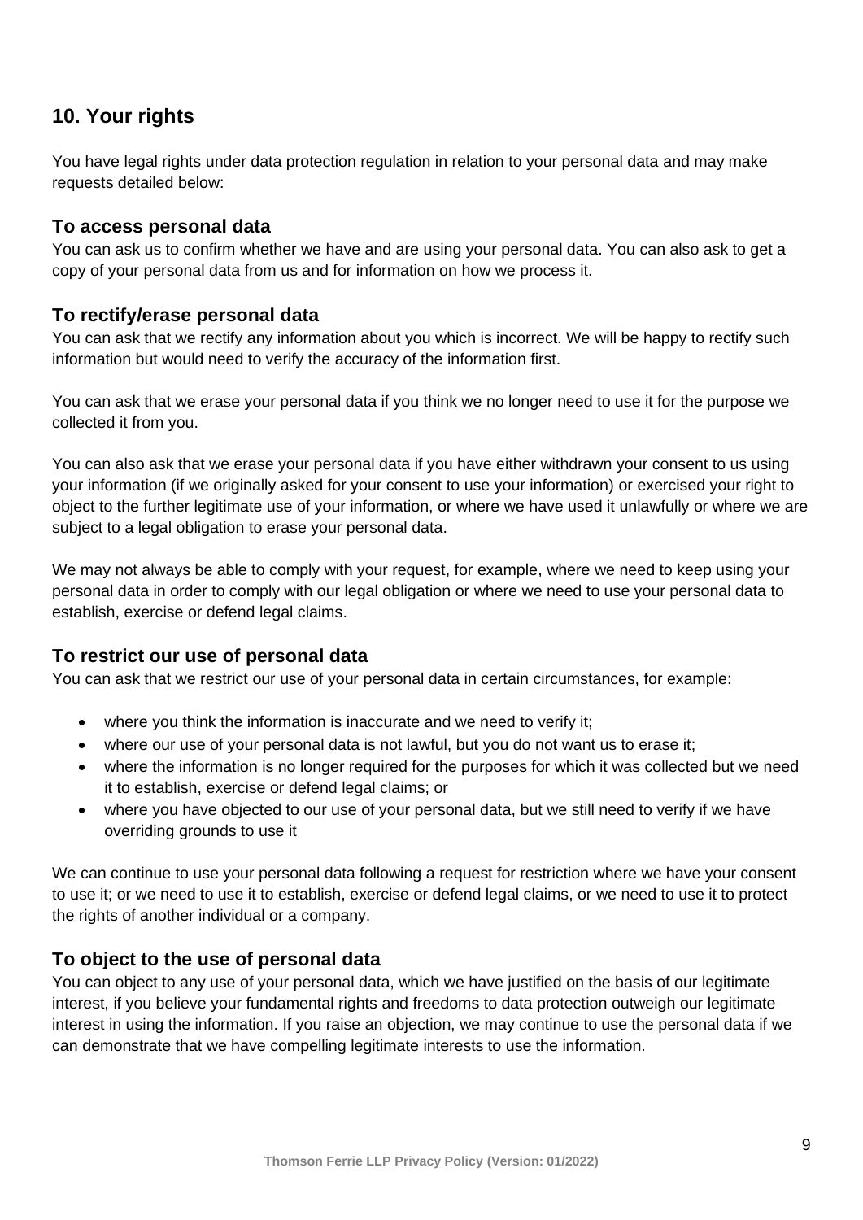## 10. Your rights

You have legal rights under data protection regulation in relation to your personal data and may make requests detailed below:

### To access personal data

You can ask us to confirm whether we have and are using your personal data. You can also ask to get a copy of your personal data from us and for information on how we process it.

### To rectify/erase personal data

You can ask that we rectify any information about you which is incorrect. We will be happy to rectify such information but would need to verify the accuracy of the information first.

You can ask that we erase your personal data if you think we no longer need to use it for the purpose we collected it from you.

You can also ask that we erase your personal data if you have either withdrawn your consent to us using your information (if we originally asked for your consent to use your information) or exercised your right to object to the further legitimate use of your information, or where we have used it unlawfully or where we are subject to a legal obligation to erase your personal data.

We may not always be able to comply with your request, for example, where we need to keep using your personal data in order to comply with our legal obligation or where we need to use your personal data to establish, exercise or defend legal claims.

### To restrict our use of personal data

You can ask that we restrict our use of your personal data in certain circumstances, for example:

- where you think the information is inaccurate and we need to verify it;
- where our use of your personal data is not lawful, but you do not want us to erase it;
- where the information is no longer required for the purposes for which it was collected but we need it to establish, exercise or defend legal claims; or
- where you have objected to our use of your personal data, but we still need to verify if we have overriding grounds to use it

We can continue to use your personal data following a request for restriction where we have your consent to use it; or we need to use it to establish, exercise or defend legal claims, or we need to use it to protect the rights of another individual or a company.

### To object to the use of personal data

You can object to any use of your personal data, which we have justified on the basis of our legitimate interest, if you believe your fundamental rights and freedoms to data protection outweigh our legitimate interest in using the information. If you raise an objection, we may continue to use the personal data if we can demonstrate that we have compelling legitimate interests to use the information.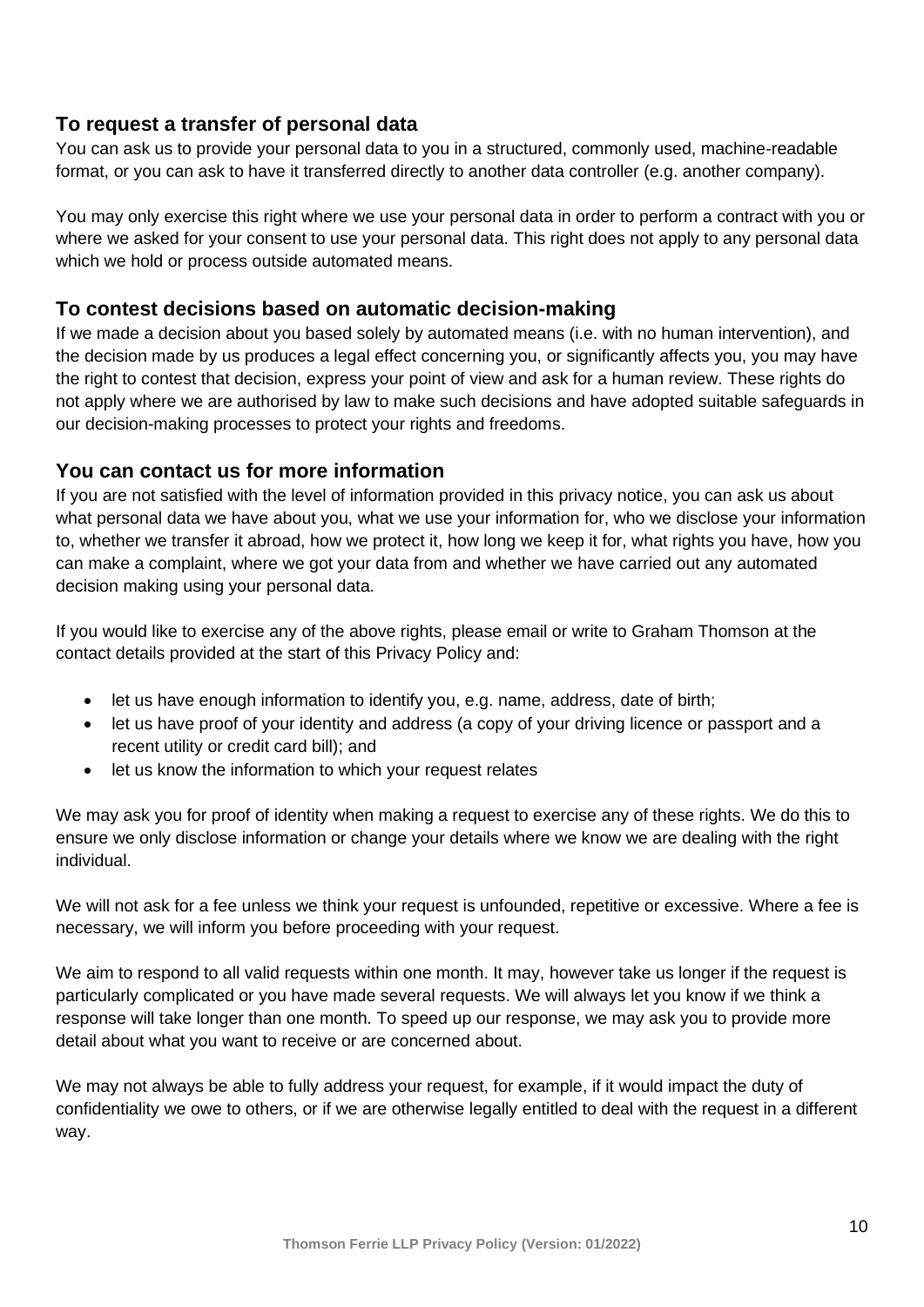### To request a transfer of personal data

You can ask us to provide your personal data to you in a structured, commonly used, machine-readable format, or you can ask to have it transferred directly to another data controller (e.g. another company).

You may only exercise this right where we use your personal data in order to perform a contract with you or where we asked for your consent to use your personal data. This right does not apply to any personal data which we hold or process outside automated means.

### To contest decisions based on automatic decision-making

If we made a decision about you based solely by automated means (i.e. with no human intervention), and the decision made by us produces a legal effect concerning you, or significantly affects you, you may have the right to contest that decision, express your point of view and ask for a human review. These rights do not apply where we are authorised by law to make such decisions and have adopted suitable safeguards in our decision-making processes to protect your rights and freedoms.

### You can contact us for more information

If you are not satisfied with the level of information provided in this privacy notice, you can ask us about what personal data we have about you, what we use your information for, who we disclose your information to, whether we transfer it abroad, how we protect it, how long we keep it for, what rights you have, how you can make a complaint, where we got your data from and whether we have carried out any automated decision making using your personal data.

If you would like to exercise any of the above rights, please email or write to Graham Thomson at the contact details provided at the start of this Privacy Policy and:

- let us have enough information to identify you, e.g. name, address, date of birth;
- let us have proof of your identity and address (a copy of your driving licence or passport and a recent utility or credit card bill); and
- let us know the information to which your request relates

We may ask you for proof of identity when making a request to exercise any of these rights. We do this to ensure we only disclose information or change your details where we know we are dealing with the right individual.

We will not ask for a fee unless we think your request is unfounded, repetitive or excessive. Where a fee is necessary, we will inform you before proceeding with your request.

We aim to respond to all valid requests within one month. It may, however take us longer if the request is particularly complicated or you have made several requests. We will always let you know if we think a response will take longer than one month. To speed up our response, we may ask you to provide more detail about what you want to receive or are concerned about.

We may not always be able to fully address your request, for example, if it would impact the duty of confidentiality we owe to others, or if we are otherwise legally entitled to deal with the request in a different way.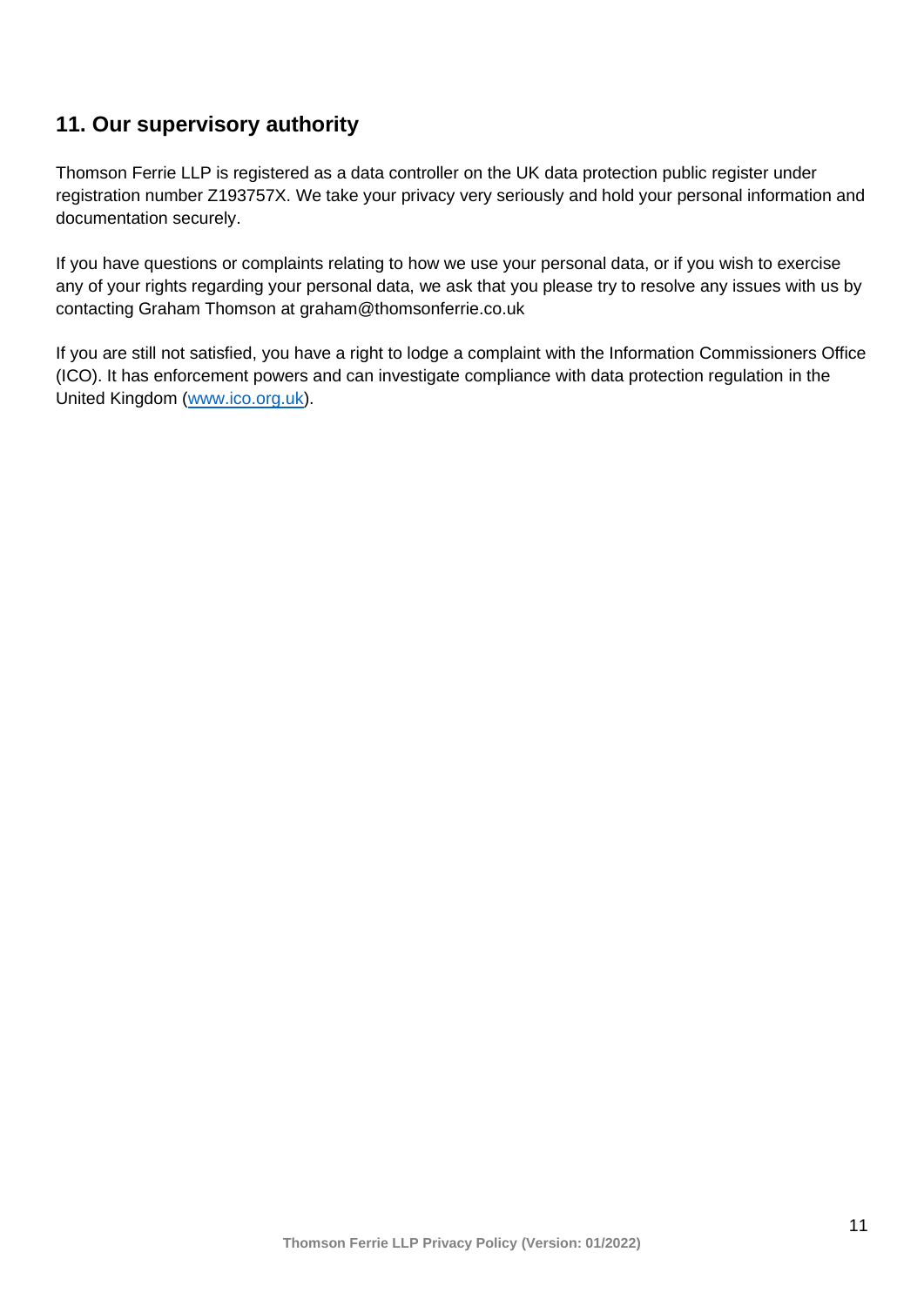## 11. Our supervisory authority

Thomson Ferrie LLP is registered as a data controller on the UK data protection public register under registration number Z193757X. We take your privacy very seriously and hold your personal information and documentation securely.

If you have questions or complaints relating to how we use your personal data, or if you wish to exercise any of your rights regarding your personal data, we ask that you please try to resolve any issues with us by contacting Graham Thomson at graham@thomsonferrie.co.uk

If you are still not satisfied, you have a right to lodge a complaint with the Information Commissioners Office (ICO). It has enforcement powers and can investigate compliance with data protection regulation in the United Kingdom ([www.ico.org.uk](http://www.ico.org.uk)).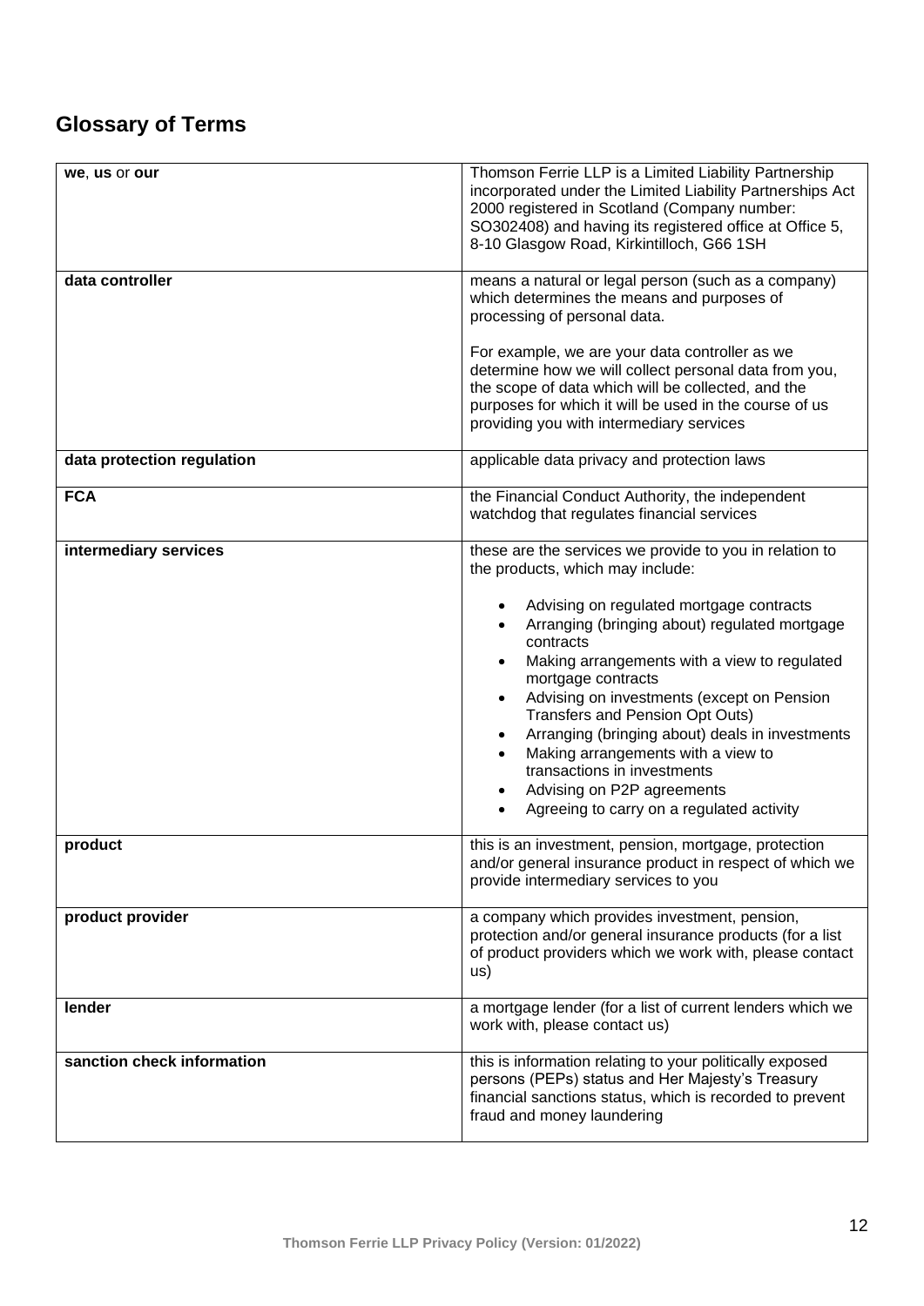## Glossary of Terms

| | |
|---|---|
| **we**, **us** or **our** | Thomson Ferrie LLP is a Limited Liability Partnership incorporated under the Limited Liability Partnerships Act 2000 registered in Scotland (Company number: SO302408) and having its registered office at Office 5, 8-10 Glasgow Road, Kirkintilloch, G66 1SH |
| **data controller** | means a natural or legal person (such as a company) which determines the means and purposes of processing of personal data.<br><br>For example, we are your data controller as we determine how we will collect personal data from you, the scope of data which will be collected, and the purposes for which it will be used in the course of us providing you with intermediary services |
| **data protection regulation** | applicable data privacy and protection laws |
| **FCA** | the Financial Conduct Authority, the independent watchdog that regulates financial services |
| **intermediary services** | these are the services we provide to you in relation to the products, which may include:<br><br>• Advising on regulated mortgage contracts<br>• Arranging (bringing about) regulated mortgage contracts<br>• Making arrangements with a view to regulated mortgage contracts<br>• Advising on investments (except on Pension Transfers and Pension Opt Outs)<br>• Arranging (bringing about) deals in investments<br>• Making arrangements with a view to transactions in investments<br>• Advising on P2P agreements<br>• Agreeing to carry on a regulated activity |
| **product** | this is an investment, pension, mortgage, protection and/or general insurance product in respect of which we provide intermediary services to you |
| **product provider** | a company which provides investment, pension, protection and/or general insurance products (for a list of product providers which we work with, please contact us) |
| **lender** | a mortgage lender (for a list of current lenders which we work with, please contact us) |
| **sanction check information** | this is information relating to your politically exposed persons (PEPs) status and Her Majesty's Treasury financial sanctions status, which is recorded to prevent fraud and money laundering |